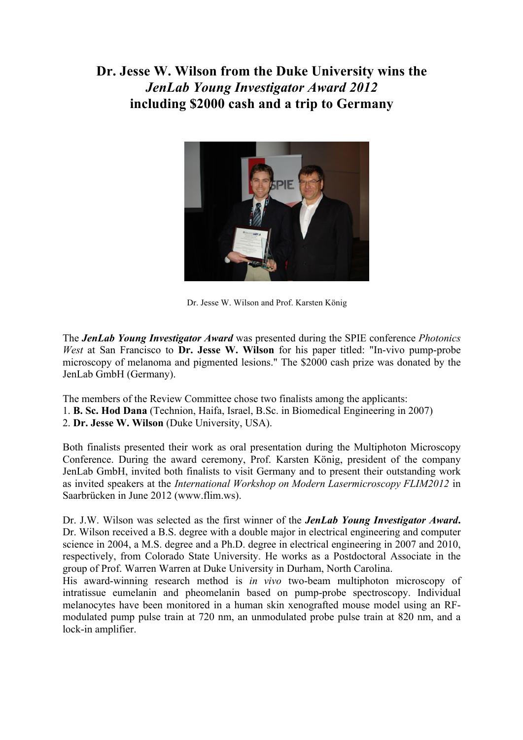# Dr. Jesse W. Wilson from the Duke University wins the *JenLab Young Investigator Award 2012* including $2000 cash and a trip to Germany

Dr. Jesse W. Wilson and Prof. Karsten König

The ***JenLab Young Investigator Award*** was presented during the SPIE conference *Photonics West* at San Francisco to **Dr. Jesse W. Wilson** for his paper titled: "In-vivo pump-probe microscopy of melanoma and pigmented lesions." The $2000 cash prize was donated by the JenLab GmbH (Germany).

The members of the Review Committee chose two finalists among the applicants:
1. **B. Sc. Hod Dana** (Technion, Haifa, Israel, B.Sc. in Biomedical Engineering in 2007)
2. **Dr. Jesse W. Wilson** (Duke University, USA).

Both finalists presented their work as oral presentation during the Multiphoton Microscopy Conference. During the award ceremony, Prof. Karsten König, president of the company JenLab GmbH, invited both finalists to visit Germany and to present their outstanding work as invited speakers at the *International Workshop on Modern Lasermicroscopy FLIM2012* in Saarbrücken in June 2012 (www.flim.ws).

Dr. J.W. Wilson was selected as the first winner of the ***JenLab Young Investigator Award*.** Dr. Wilson received a B.S. degree with a double major in electrical engineering and computer science in 2004, a M.S. degree and a Ph.D. degree in electrical engineering in 2007 and 2010, respectively, from Colorado State University. He works as a Postdoctoral Associate in the group of Prof. Warren Warren at Duke University in Durham, North Carolina.
His award-winning research method is *in vivo* two-beam multiphoton microscopy of intratissue eumelanin and pheomelanin based on pump-probe spectroscopy. Individual melanocytes have been monitored in a human skin xenografted mouse model using an RF-modulated pump pulse train at 720 nm, an unmodulated probe pulse train at 820 nm, and a lock-in amplifier.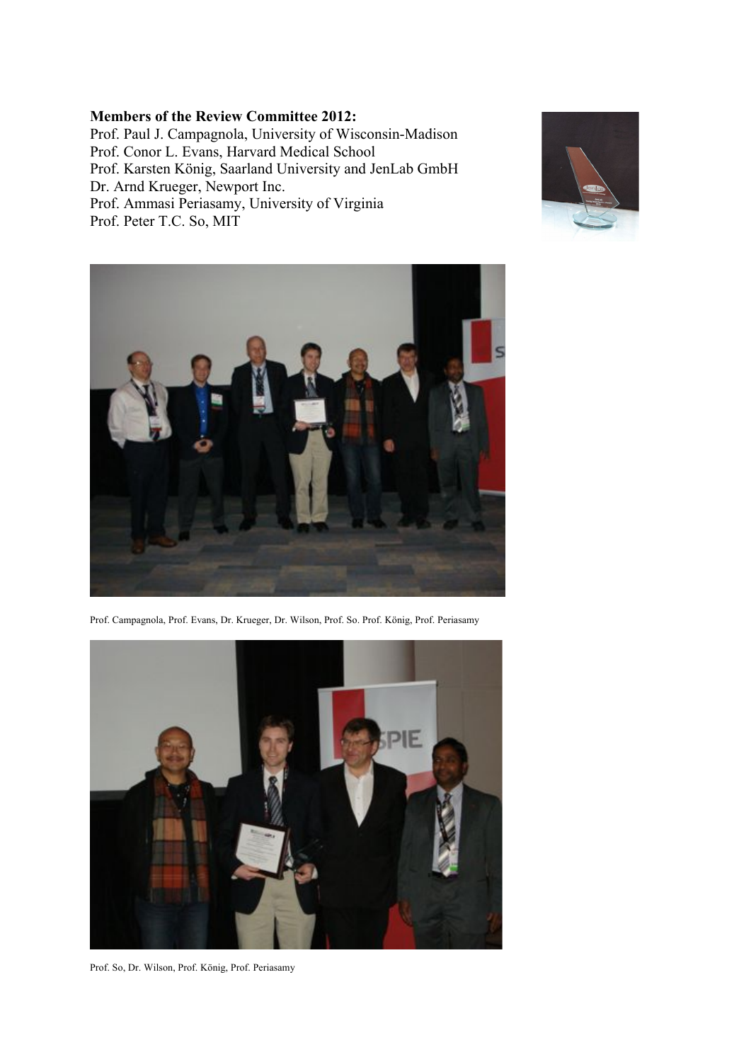**Members of the Review Committee 2012:**
Prof. Paul J. Campagnola, University of Wisconsin-Madison
Prof. Conor L. Evans, Harvard Medical School
Prof. Karsten König, Saarland University and JenLab GmbH
Dr. Arnd Krueger, Newport Inc.
Prof. Ammasi Periasamy, University of Virginia
Prof. Peter T.C. So, MIT

Prof. Campagnola, Prof. Evans, Dr. Krueger, Dr. Wilson, Prof. So. Prof. König, Prof. Periasamy

Prof. So, Dr. Wilson, Prof. König, Prof. Periasamy